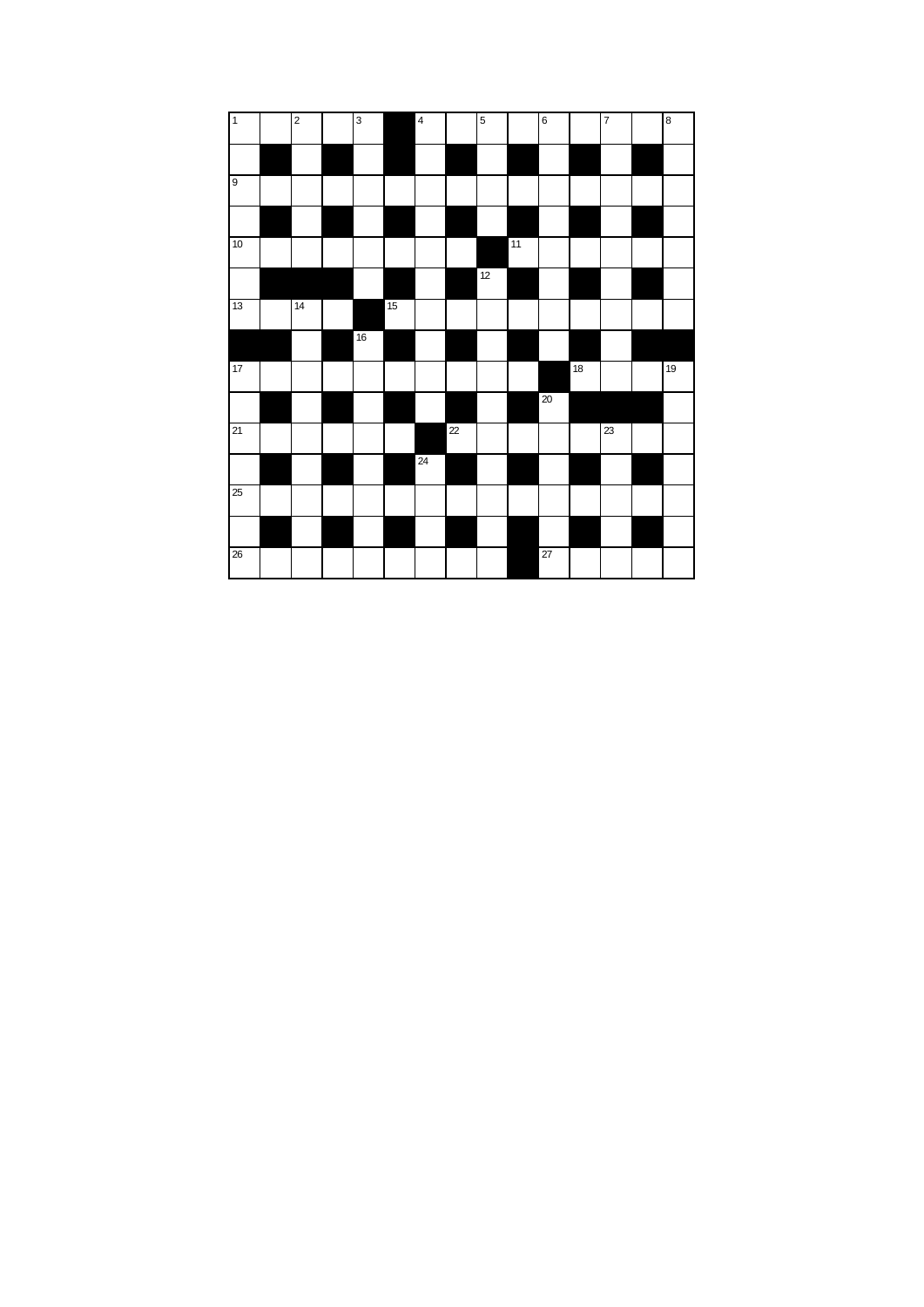| 1 |  | 2 |  | 3 | ■ | 4 |  | 5 |  | 6 |  | 7 |  | 8 |
|---|---|---|---|---|---|---|---|---|---|---|---|---|---|---|
|  | ■ |  | ■ |  | ■ |  | ■ |  | ■ |  | ■ |  | ■ |  |
| 9 |  |  |  |  |  |  |  |  |  |  |  |  |  |  |
|  | ■ |  | ■ |  | ■ |  | ■ |  | ■ |  | ■ |  | ■ |  |
| 10 |  |  |  |  |  |  |  | ■ | 11 |  |  |  |  |  |
|  | ■ | ■ | ■ |  | ■ |  | ■ | 12 | ■ |  | ■ |  | ■ |  |
| 13 |  | 14 |  | ■ | 15 |  |  |  |  |  |  |  |  |  |
| ■ | ■ |  | ■ | 16 | ■ |  | ■ |  | ■ |  | ■ |  | ■ | ■ |
| 17 |  |  |  |  |  |  |  |  |  | ■ | 18 |  |  | 19 |
|  | ■ |  | ■ |  | ■ |  | ■ |  | ■ | 20 | ■ | ■ | ■ |  |
| 21 |  |  |  |  |  | ■ | 22 |  |  |  |  | 23 |  |  |
|  | ■ |  | ■ |  | ■ | 24 | ■ |  | ■ |  | ■ |  | ■ |  |
| 25 |  |  |  |  |  |  |  |  |  |  |  |  |  |  |
|  | ■ |  | ■ |  | ■ |  | ■ |  | ■ |  | ■ |  | ■ |  |
| 26 |  |  |  |  |  |  |  |  | ■ | 27 |  |  |  |  |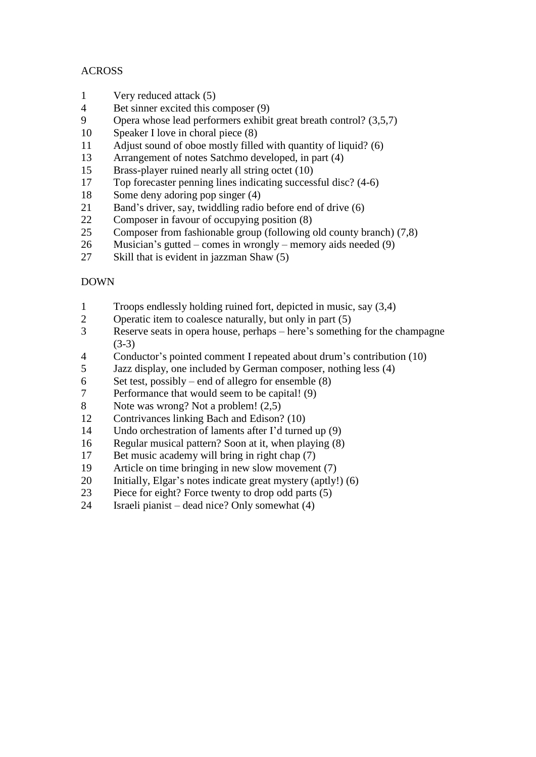ACROSS

1 Very reduced attack (5)
4 Bet sinner excited this composer (9)
9 Opera whose lead performers exhibit great breath control? (3,5,7)
10 Speaker I love in choral piece (8)
11 Adjust sound of oboe mostly filled with quantity of liquid? (6)
13 Arrangement of notes Satchmo developed, in part (4)
15 Brass-player ruined nearly all string octet (10)
17 Top forecaster penning lines indicating successful disc? (4-6)
18 Some deny adoring pop singer (4)
21 Band's driver, say, twiddling radio before end of drive (6)
22 Composer in favour of occupying position (8)
25 Composer from fashionable group (following old county branch) (7,8)
26 Musician's gutted – comes in wrongly – memory aids needed (9)
27 Skill that is evident in jazzman Shaw (5)

DOWN

1 Troops endlessly holding ruined fort, depicted in music, say (3,4)
2 Operatic item to coalesce naturally, but only in part (5)
3 Reserve seats in opera house, perhaps – here's something for the champagne (3-3)
4 Conductor's pointed comment I repeated about drum's contribution (10)
5 Jazz display, one included by German composer, nothing less (4)
6 Set test, possibly – end of allegro for ensemble (8)
7 Performance that would seem to be capital! (9)
8 Note was wrong? Not a problem! (2,5)
12 Contrivances linking Bach and Edison? (10)
14 Undo orchestration of laments after I'd turned up (9)
16 Regular musical pattern? Soon at it, when playing (8)
17 Bet music academy will bring in right chap (7)
19 Article on time bringing in new slow movement (7)
20 Initially, Elgar's notes indicate great mystery (aptly!) (6)
23 Piece for eight? Force twenty to drop odd parts (5)
24 Israeli pianist – dead nice? Only somewhat (4)